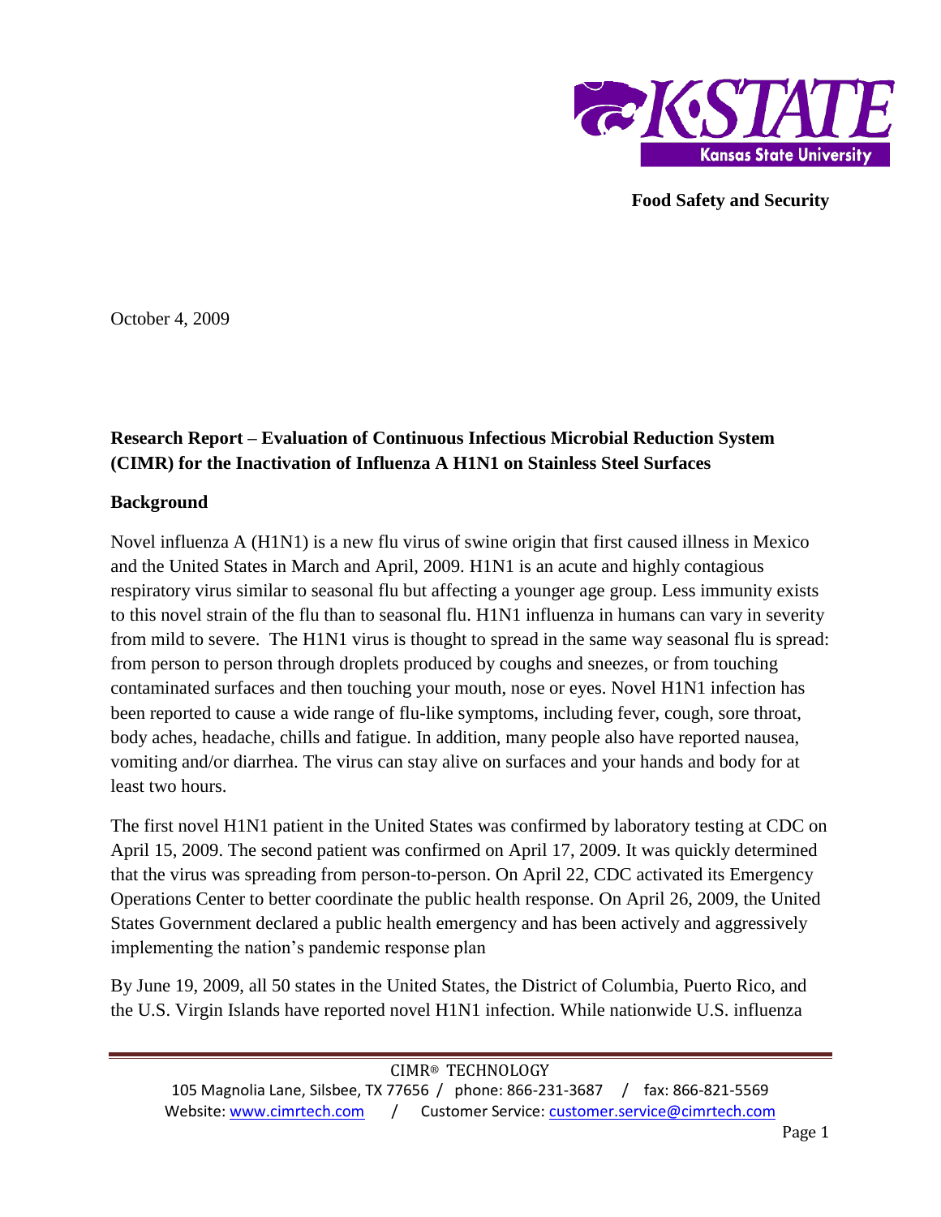Food Safety and Security

October 4, 2009

## Research Report – Evaluation of Continuous Infectious Microbial Reduction System (CIMR) for the Inactivation of Influenza A H1N1 on Stainless Steel Surfaces

### Background

Novel influenza A (H1N1) is a new flu virus of swine origin that first caused illness in Mexico and the United States in March and April, 2009. H1N1 is an acute and highly contagious respiratory virus similar to seasonal flu but affecting a younger age group. Less immunity exists to this novel strain of the flu than to seasonal flu. H1N1 influenza in humans can vary in severity from mild to severe. The H1N1 virus is thought to spread in the same way seasonal flu is spread: from person to person through droplets produced by coughs and sneezes, or from touching contaminated surfaces and then touching your mouth, nose or eyes. Novel H1N1 infection has been reported to cause a wide range of flu-like symptoms, including fever, cough, sore throat, body aches, headache, chills and fatigue. In addition, many people also have reported nausea, vomiting and/or diarrhea. The virus can stay alive on surfaces and your hands and body for at least two hours.

The first novel H1N1 patient in the United States was confirmed by laboratory testing at CDC on April 15, 2009. The second patient was confirmed on April 17, 2009. It was quickly determined that the virus was spreading from person-to-person. On April 22, CDC activated its Emergency Operations Center to better coordinate the public health response. On April 26, 2009, the United States Government declared a public health emergency and has been actively and aggressively implementing the nation's pandemic response plan

By June 19, 2009, all 50 states in the United States, the District of Columbia, Puerto Rico, and the U.S. Virgin Islands have reported novel H1N1 infection. While nationwide U.S. influenza

CIMR® TECHNOLOGY
105 Magnolia Lane, Silsbee, TX 77656 / phone: 866-231-3687 / fax: 866-821-5569
Website: www.cimrtech.com / Customer Service: customer.service@cimrtech.com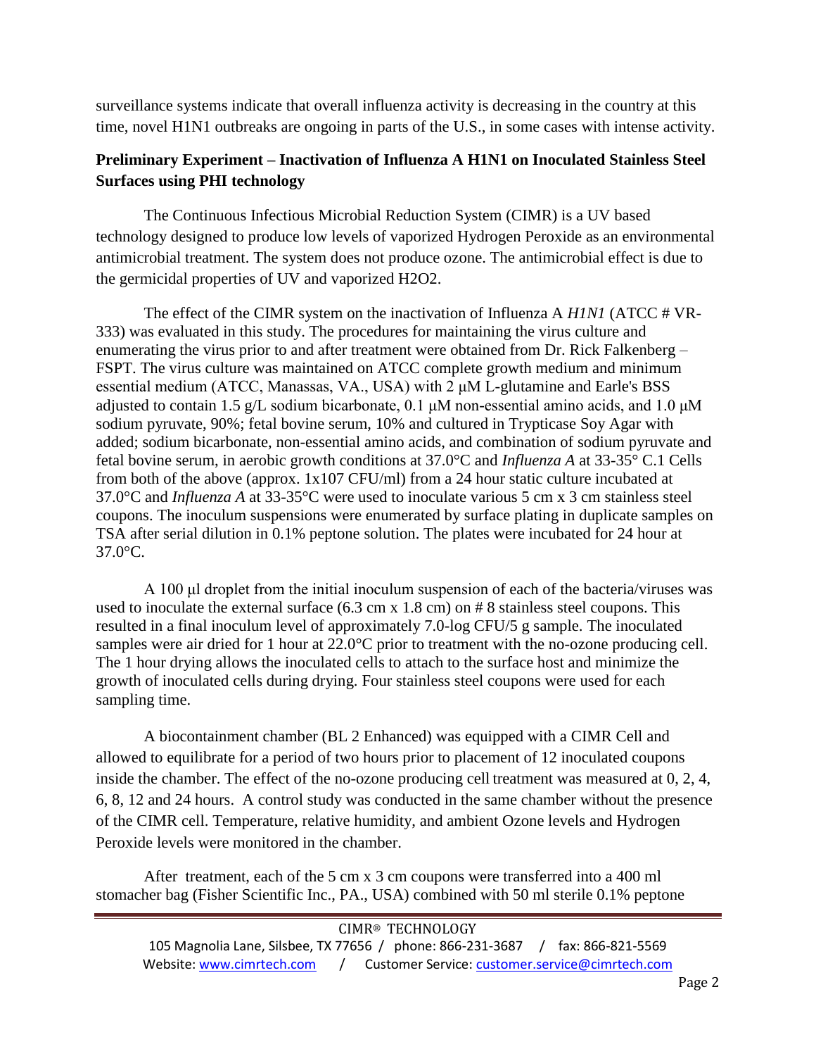surveillance systems indicate that overall influenza activity is decreasing in the country at this time, novel H1N1 outbreaks are ongoing in parts of the U.S., in some cases with intense activity.

**Preliminary Experiment – Inactivation of Influenza A H1N1 on Inoculated Stainless Steel Surfaces using PHI technology**

The Continuous Infectious Microbial Reduction System (CIMR) is a UV based technology designed to produce low levels of vaporized Hydrogen Peroxide as an environmental antimicrobial treatment. The system does not produce ozone. The antimicrobial effect is due to the germicidal properties of UV and vaporized H2O2.

The effect of the CIMR system on the inactivation of Influenza A *H1N1* (ATCC # VR-333) was evaluated in this study. The procedures for maintaining the virus culture and enumerating the virus prior to and after treatment were obtained from Dr. Rick Falkenberg – FSPT. The virus culture was maintained on ATCC complete growth medium and minimum essential medium (ATCC, Manassas, VA., USA) with 2 μM L-glutamine and Earle's BSS adjusted to contain 1.5 g/L sodium bicarbonate, 0.1 μM non-essential amino acids, and 1.0 μM sodium pyruvate, 90%; fetal bovine serum, 10% and cultured in Trypticase Soy Agar with added; sodium bicarbonate, non-essential amino acids, and combination of sodium pyruvate and fetal bovine serum, in aerobic growth conditions at 37.0°C and *Influenza A* at 33-35° C.1 Cells from both of the above (approx. 1x107 CFU/ml) from a 24 hour static culture incubated at 37.0°C and *Influenza A* at 33-35°C were used to inoculate various 5 cm x 3 cm stainless steel coupons. The inoculum suspensions were enumerated by surface plating in duplicate samples on TSA after serial dilution in 0.1% peptone solution. The plates were incubated for 24 hour at 37.0°C.

A 100 μl droplet from the initial inoculum suspension of each of the bacteria/viruses was used to inoculate the external surface (6.3 cm x 1.8 cm) on # 8 stainless steel coupons. This resulted in a final inoculum level of approximately 7.0-log CFU/5 g sample. The inoculated samples were air dried for 1 hour at 22.0°C prior to treatment with the no-ozone producing cell. The 1 hour drying allows the inoculated cells to attach to the surface host and minimize the growth of inoculated cells during drying. Four stainless steel coupons were used for each sampling time.

A biocontainment chamber (BL 2 Enhanced) was equipped with a CIMR Cell and allowed to equilibrate for a period of two hours prior to placement of 12 inoculated coupons inside the chamber. The effect of the no-ozone producing cell treatment was measured at 0, 2, 4, 6, 8, 12 and 24 hours. A control study was conducted in the same chamber without the presence of the CIMR cell. Temperature, relative humidity, and ambient Ozone levels and Hydrogen Peroxide levels were monitored in the chamber.

After treatment, each of the 5 cm x 3 cm coupons were transferred into a 400 ml stomacher bag (Fisher Scientific Inc., PA., USA) combined with 50 ml sterile 0.1% peptone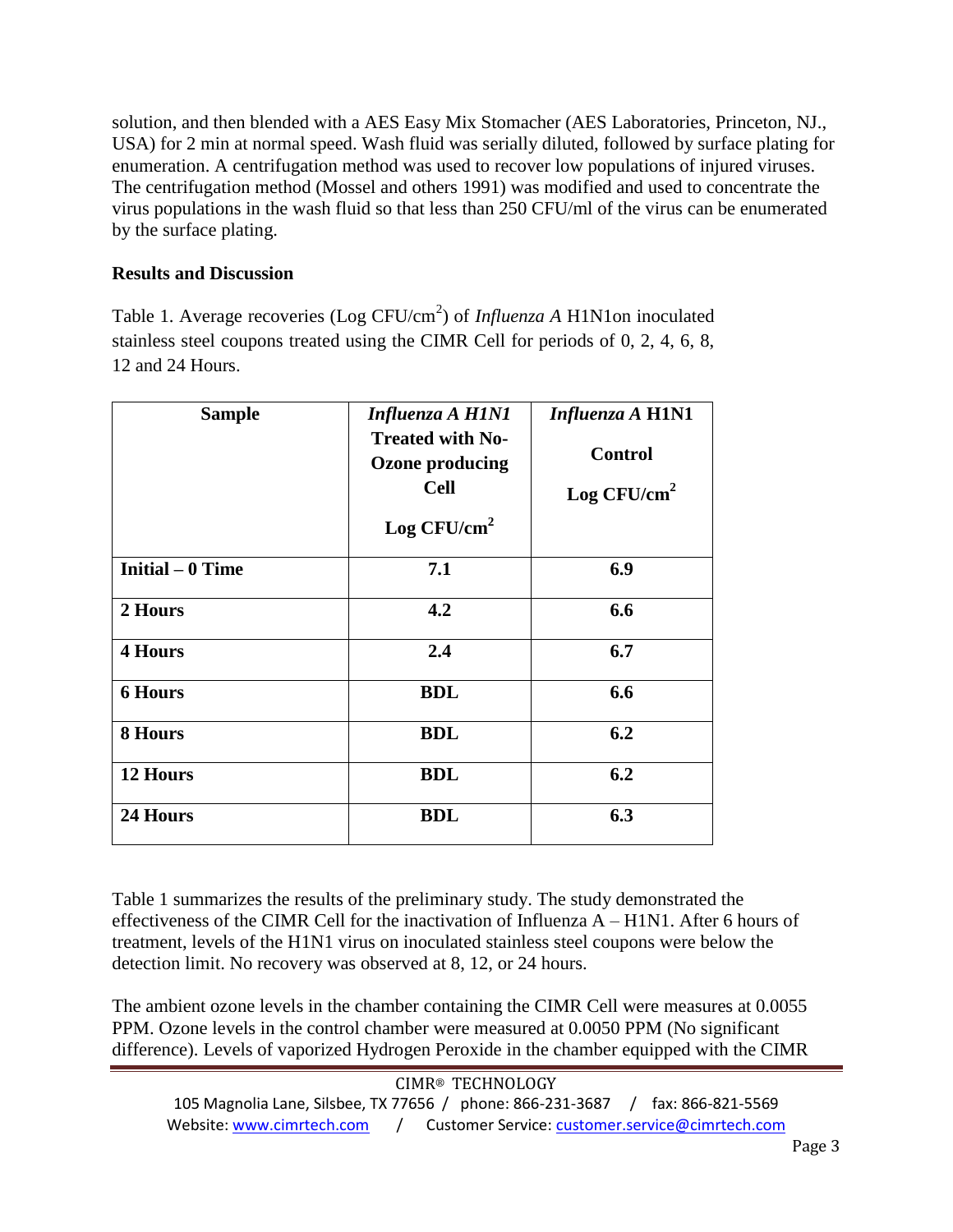solution, and then blended with a AES Easy Mix Stomacher (AES Laboratories, Princeton, NJ., USA) for 2 min at normal speed. Wash fluid was serially diluted, followed by surface plating for enumeration. A centrifugation method was used to recover low populations of injured viruses. The centrifugation method (Mossel and others 1991) was modified and used to concentrate the virus populations in the wash fluid so that less than 250 CFU/ml of the virus can be enumerated by the surface plating.

**Results and Discussion**

Table 1. Average recoveries (Log CFU/$cm^2$) of *Influenza A* H1N1on inoculated stainless steel coupons treated using the CIMR Cell for periods of 0, 2, 4, 6, 8, 12 and 24 Hours.

| Sample | *Influenza A H1N1* Treated with No-Ozone producing Cell Log CFU/$cm^2$ | *Influenza A* H1N1 Control Log CFU/$cm^2$ |
|---|---|---|
| **Initial – 0 Time** | **7.1** | **6.9** |
| **2 Hours** | **4.2** | **6.6** |
| **4 Hours** | **2.4** | **6.7** |
| **6 Hours** | **BDL** | **6.6** |
| **8 Hours** | **BDL** | **6.2** |
| **12 Hours** | **BDL** | **6.2** |
| **24 Hours** | **BDL** | **6.3** |

Table 1 summarizes the results of the preliminary study. The study demonstrated the effectiveness of the CIMR Cell for the inactivation of Influenza A – H1N1. After 6 hours of treatment, levels of the H1N1 virus on inoculated stainless steel coupons were below the detection limit. No recovery was observed at 8, 12, or 24 hours.

The ambient ozone levels in the chamber containing the CIMR Cell were measures at 0.0055 PPM. Ozone levels in the control chamber were measured at 0.0050 PPM (No significant difference). Levels of vaporized Hydrogen Peroxide in the chamber equipped with the CIMR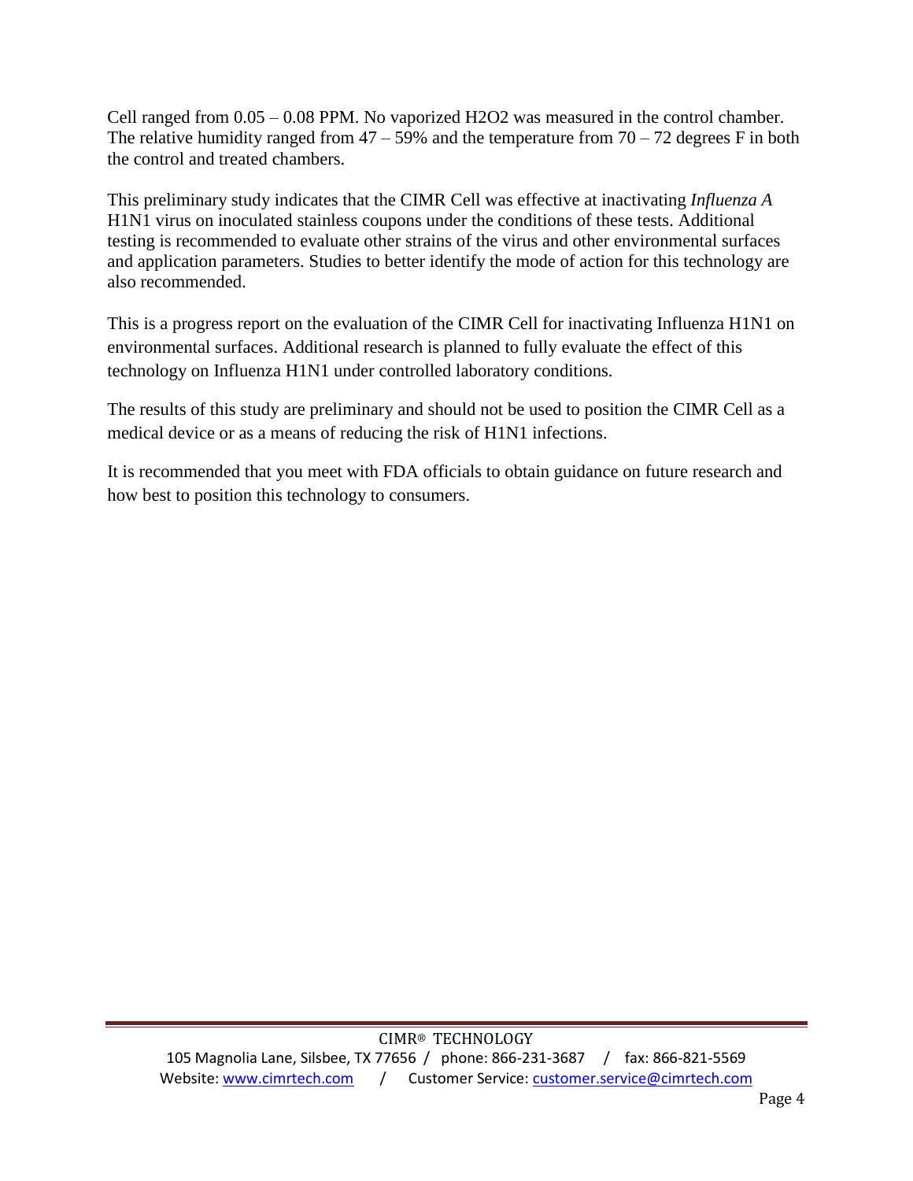Cell ranged from 0.05 – 0.08 PPM. No vaporized $H_2O_2$ was measured in the control chamber. The relative humidity ranged from 47 – 59% and the temperature from 70 – 72 degrees F in both the control and treated chambers.

This preliminary study indicates that the CIMR Cell was effective at inactivating *Influenza A* H1N1 virus on inoculated stainless coupons under the conditions of these tests. Additional testing is recommended to evaluate other strains of the virus and other environmental surfaces and application parameters. Studies to better identify the mode of action for this technology are also recommended.

This is a progress report on the evaluation of the CIMR Cell for inactivating Influenza H1N1 on environmental surfaces. Additional research is planned to fully evaluate the effect of this technology on Influenza H1N1 under controlled laboratory conditions.

The results of this study are preliminary and should not be used to position the CIMR Cell as a medical device or as a means of reducing the risk of H1N1 infections.

It is recommended that you meet with FDA officials to obtain guidance on future research and how best to position this technology to consumers.